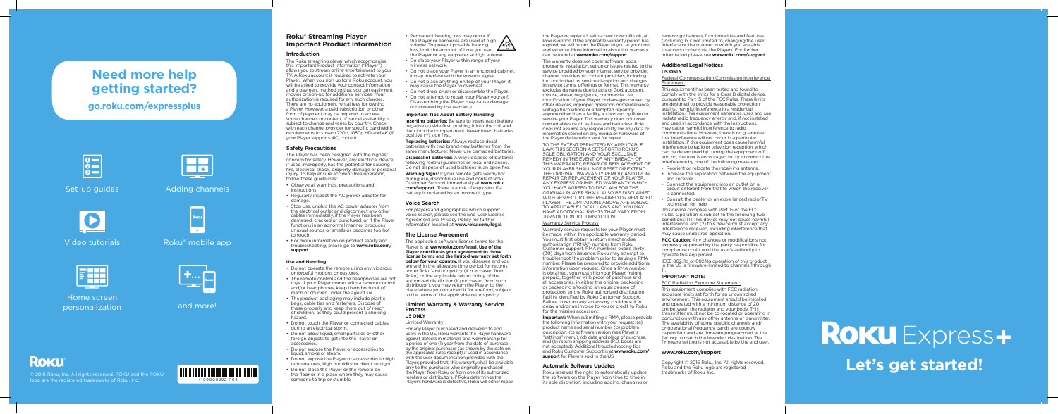# Need more help getting started?

**go.roku.com/expressplus**

Set-up guides

Adding channels

Video tutorials

Roku® mobile app

Home screen personalization

and more!

© 2016 Roku, Inc. All rights reserved. ROKU and the ROKU logo are the registered trademarks of Roku, Inc.

4100000292-R04

## Roku® Streaming Player Important Product Information

### Introduction

The Roku streaming player which accompanies this Important Product Information ("Player") allows you to stream online entertainment to your TV. A Roku account is required to activate your Player. When you sign up for a Roku account, you will be asked to provide your contact information and a payment method so that you can easily rent movies or sign-up for additional services. Your authorization is required for any such charges. There are no equipment rental fees for owning a Player. However, a paid subscription or other form of payment may be required to access some channels or content. Channel availability is subject to change and varies by country. Check with each channel provider for specific bandwidth requirements to stream 720p, 1080p HD and 4K (if your Player supports 4K) content.

### Safety Precautions

The Player has been designed with the highest concern for safety. However, any electrical device, if used improperly, has the potential for causing fire, electrical shock, property damage or personal injury. To help ensure accident-free operation, follow these guidelines:

- Observe all warnings, precautions and instructions.
- Regularly inspect the AC power adapter for damage.
- Stop use, unplug the AC power adapter from the electrical outlet and disconnect any other cables immediately, if the Player has been damaged, cracked or punctured, or if the Player functions in an abnormal manner, produces unusual sounds or smells or becomes too hot to touch.
- For more information on product safety and troubleshooting, please go to **www.roku.com/support**.

#### Use and Handling

- Do not operate the remote using any vigorous or forceful motions or gestures.
- The remote control and the headphones are not toys. If your Player comes with a remote control and/or headphones, keep them both out of reach of children under the age of six.
- The product packaging may include plastic bags, cable ties and fasteners. Dispose of these properly and keep them out of reach of children, as they could present a choking hazard.
- Do not touch the Player or connected cables during an electrical storm.
- Do not allow liquid, small particles or other foreign objects to get into the Player or accessories.
- Do not expose the Player or accessories to liquid, smoke or steam.
- Do not expose the Player or accessories to high temperatures, high humidity or direct sunlight.
- Do not place the Player or the remote on the floor or in a place where they may cause someone to trip or stumble.
- Permanent hearing loss may occur if the Player or earpieces are used at high volume. To prevent possible hearing loss, limit the amount of time you use the Player or any earpieces at high volume.
- Do place your Player within range of your wireless network.
- Do not place your Player in an enclosed cabinet; it may interfere with the wireless signal.
- Do not place anything on top of your Player; it may cause the Player to overheat.
- Do not drop, crush or disassemble the Player.
- Do not attempt to repair your Player yourself. Disassembling the Player may cause damage not covered by the warranty.

#### Important Tips About Battery Handling

**Inserting batteries:** Be sure to insert each battery negative (-) side first, pushing it into the coil and then into the compartment. Never insert batteries positive (+) side first.

**Replacing batteries:** Always replace dead batteries with two brand-new batteries from the same manufacturer. Never use damaged batteries.

**Disposal of batteries:** Always dispose of batteries following federal guidelines or local ordinances. Do not dispose of used batteries in an open fire.

**Warning Signs:** If your remote gets warm/hot during use, discontinue use and contact Roku Customer Support immediately at **www.roku.com/support**. There is a risk of explosion if a battery is replaced by an incorrect type.

### Voice Search

For players and geographies which support voice search, please see the End User License Agreement and Privacy Policy for further information located at **www.roku.com/legal**.

### The License Agreement

The applicable software license terms for the Player is at **www.roku.com/legal**. **Use of the Player constitutes your agreement to those license terms and the limited warranty set forth below for your country.** If you disagree and you are within the allowable time period for returns under Roku's return policy (if purchased from Roku) or the applicable return policy of the authorized distributor (if purchased from such distributor), you may return the Player to the place where you obtained it for a refund, subject to the terms of the applicable return policy.

### Limited Warranty & Warranty Service Process

**US ONLY**

Limited Warranty

For any Player purchased and delivered to end users in the US, Roku warrants the Player hardware against defects in materials and workmanship for a period of one (1) year from the date of purchase by the original purchaser (as shown by the date on the applicable sales receipt) if used in accordance with the user documentation provided with the Player; provided that, this warranty shall be available only to the purchaser who originally purchased the Player from Roku or from one of its authorized resellers or distributors. If Roku determines the Player's hardware is defective, Roku will either repair the Player or replace it with a new or rebuilt unit, at Roku's option. If the applicable warranty period has expired, we will return the Player to you at your cost and expense. More information about this warranty can be found at **www.roku.com/support**.

The warranty does not cover software, apps, programs, installation, set up or issues related to the service provided by your Internet service provider, channel providers or content providers, including but not limited to, service disruption and changes in service terms, offerings or format. This warranty excludes damages due to acts of God, accident, misuse, abuse, negligence, commercial use, modification of your Player, or damages caused by other devices, improper operation or maintenance, voltage fluctuations or attempted repair by anyone other than a facility authorized by Roku to service your Player. This warranty does not cover consumables (such as fuses and batteries). Roku does not assume any responsibility for any data or information stored on any media or hardware of the Player delivered or sent for repair.

TO THE EXTENT PERMITTED BY APPLICABLE LAW, THIS SECTION A SETS FORTH ROKU'S SOLE OBLIGATION AND YOUR EXCLUSIVE REMEDY IN THE EVENT OF ANY BREACH OF THIS WARRANTY. REPAIR OR REPLACEMENT OF YOUR PLAYER SHALL NOT RESET OR EXTEND THE ORIGINAL WARRANTY PERIOD, AND UPON REPAIR OR REPLACEMENT OF YOUR PLAYER, ANY EXPRESS OR IMPLIED WARRANTY WHICH YOU HAVE AGREED TO DISCLAIM FOR THE ORIGINAL PLAYER SHALL ALSO BE DISCLAIMED WITH RESPECT TO THE REPAIRED OR REPLACED PLAYER. THE LIMITATIONS ABOVE ARE SUBJECT TO APPLICABLE LOCAL LAWS AND YOU MAY HAVE ADDITIONAL RIGHTS THAT VARY FROM JURISDICTION TO JURISDICTION.

Warranty Service Process

Warranty service requests for your Player must be made within the applicable warranty period. You must first obtain a return merchandise authorization ("RMA") number from Roku Customer Support. RMA numbers expire thirty (30) days from issuance. Roku may attempt to troubleshoot the problem prior to issuing a RMA number. Please be prepared to provide additional information upon request. Once a RMA number is obtained, you must ship your Player, freight prepaid, together with proof of purchase and all accessories, in either the original packaging or packaging affording an equal degree of protection, to the Roku authorized distribution facility identified by Roku Customer Support. Failure to return any accessory could result in delay and/or an invoice to you or credit to Roku for the missing accessory.

**Important:** When submitting a RMA, please provide the following information with your request: (a) product name and serial number, (b) problem description, (c) software version (see Player's "settings" menu), (d) date and place of purchase, and (e) return shipping address (P.O. boxes are not accepted). Additional troubleshooting tips and Roku Customer Support is at **www.roku.com/support** for Players sold in the US.

### Automatic Software Updates

Roku reserves the right to automatically update the software on the Player from time to time in its sole discretion, including adding, changing or removing channels, functionalities and features (including but not limited to, changing the user interface or the manner in which you are able to access content via the Player). For further information please see **www.roku.com/support**.

### Additional Legal Notices

**US ONLY**

Federal Communication Commission Interference Statement

This equipment has been tested and found to comply with the limits for a Class B digital device, pursuant to Part 15 of the FCC Rules. These limits are designed to provide reasonable protection against harmful interference in a residential installation. This equipment generates, uses and can radiate radio frequency energy and, if not installed and used in accordance with the instructions, may cause harmful interference to radio communications. However, there is no guarantee that interference will not occur in a particular installation. If this equipment does cause harmful interference to radio or television reception, which can be determined by turning the equipment off and on, the user is encouraged to try to correct the interference by one of the following measures:

- Reorient or relocate the receiving antenna.
- Increase the separation between the equipment and receiver.
- Connect the equipment into an outlet on a circuit different from that to which the receiver is connected.
- Consult the dealer or an experienced radio/TV technician for help.

This device complies with Part 15 of the FCC Rules. Operation is subject to the following two conditions: (1) This device may not cause harmful interference, and (2) this device must accept any interference received, including interference that may cause undesired operation.

**FCC Caution:** Any changes or modifications not expressly approved by the party responsible for compliance could void the user's authority to operate this equipment.

IEEE 802.11b or 802.11g operation of this product in the US is firmware-limited to channels 1 through 11.

#### IMPORTANT NOTE:

FCC Radiation Exposure Statement:

This equipment complies with FCC radiation exposure limits set forth for an uncontrolled environment. This equipment should be installed and operated with a minimum distance of 20 cm between the radiator and your body. This transmitter must not be co-located or operating in conjunction with any other antenna or transmitter. The availability of some specific channels and/or operational frequency bands are country dependent and are firmware programmed at the factory to match the intended destination. The firmware setting is not accessible by the end user.

**www.roku.com/support**

Copyright © 2016 Roku, Inc. All rights reserved. Roku and the Roku logo are registered trademarks of Roku, Inc.

# Roku Express+

## Let's get started!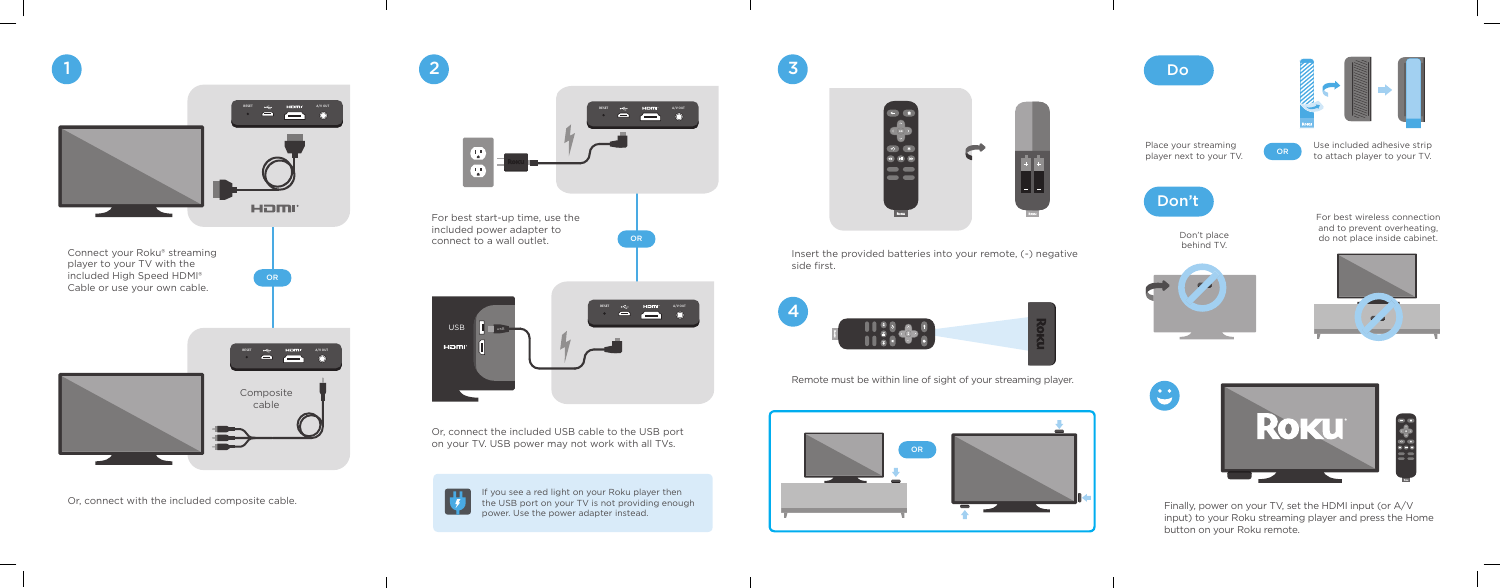## 1

Connect your Roku® streaming player to your TV with the included High Speed HDMI® Cable or use your own cable.

OR

Composite cable

Or, connect with the included composite cable.

## 2

For best start-up time, use the included power adapter to connect to a wall outlet.

OR

Or, connect the included USB cable to the USB port on your TV. USB power may not work with all TVs.

If you see a red light on your Roku player then the USB port on your TV is not providing enough power. Use the power adapter instead.

## 3

Insert the provided batteries into your remote, (-) negative side first.

## 4

Remote must be within line of sight of your streaming player.

OR

## Do

Place your streaming player next to your TV.

OR

Use included adhesive strip to attach player to your TV.

## Don't

Don't place behind TV.

For best wireless connection and to prevent overheating, do not place inside cabinet.

Finally, power on your TV, set the HDMI input (or A/V input) to your Roku streaming player and press the Home button on your Roku remote.